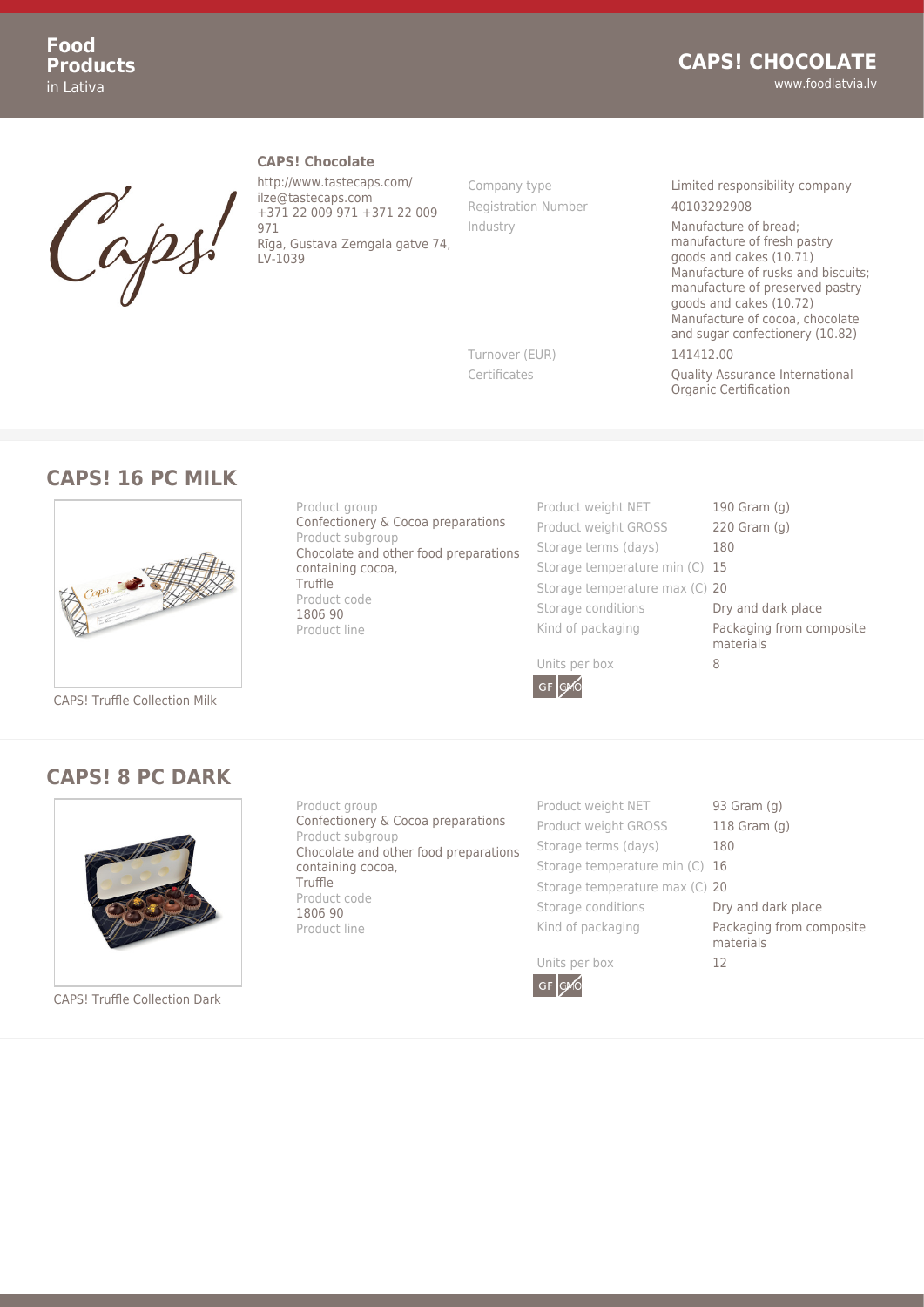## CAPS! Chocolate

http://www.tastecaps.com/
ilze@tastecaps.com
+371 22 009 971 +371 22 009 971
Rīga, Gustava Zemgala gatve 74, LV-1039

| | |
|---|---|
| Company type | Limited responsibility company |
| Registration Number | 40103292908 |
| Industry | Manufacture of bread; manufacture of fresh pastry goods and cakes (10.71) Manufacture of rusks and biscuits; manufacture of preserved pastry goods and cakes (10.72) Manufacture of cocoa, chocolate and sugar confectionery (10.82) |
| Turnover (EUR) | 141412.00 |
| Certificates | Quality Assurance International Organic Certification |

## CAPS! 16 PC MILK

CAPS! Truffle Collection Milk

Product group
Confectionery & Cocoa preparations
Product subgroup
Chocolate and other food preparations containing cocoa,
Truffle
Product code
1806 90
Product line

| | |
|---|---|
| Product weight NET | 190 Gram (g) |
| Product weight GROSS | 220 Gram (g) |
| Storage terms (days) | 180 |
| Storage temperature min (C) | 15 |
| Storage temperature max (C) | 20 |
| Storage conditions | Dry and dark place |
| Kind of packaging | Packaging from composite materials |
| Units per box | 8 |

GF GMO

## CAPS! 8 PC DARK

CAPS! Truffle Collection Dark

Product group
Confectionery & Cocoa preparations
Product subgroup
Chocolate and other food preparations containing cocoa,
Truffle
Product code
1806 90
Product line

| | |
|---|---|
| Product weight NET | 93 Gram (g) |
| Product weight GROSS | 118 Gram (g) |
| Storage terms (days) | 180 |
| Storage temperature min (C) | 16 |
| Storage temperature max (C) | 20 |
| Storage conditions | Dry and dark place |
| Kind of packaging | Packaging from composite materials |
| Units per box | 12 |

GF GMO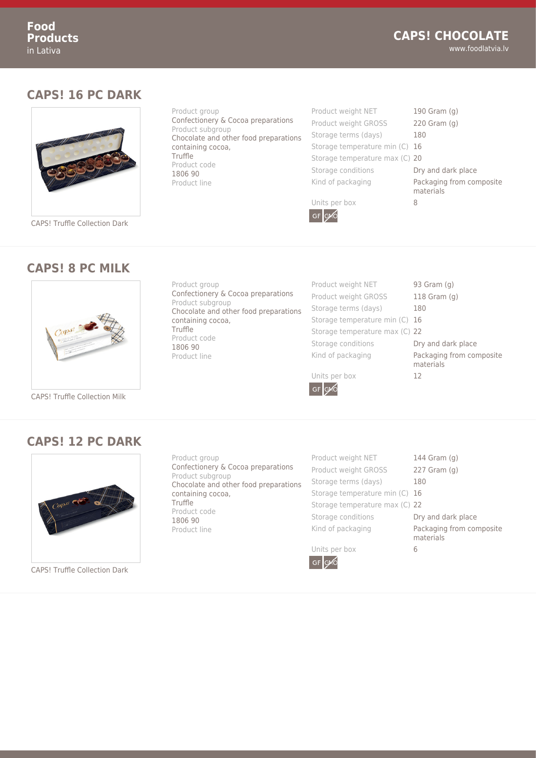## CAPS! 16 PC DARK

CAPS! Truffle Collection Dark

Product group
Confectionery & Cocoa preparations
Product subgroup
Chocolate and other food preparations containing cocoa,
Truffle
Product code
1806 90
Product line

| | |
|---|---|
| Product weight NET | 190 Gram (g) |
| Product weight GROSS | 220 Gram (g) |
| Storage terms (days) | 180 |
| Storage temperature min (C) | 16 |
| Storage temperature max (C) | 20 |
| Storage conditions | Dry and dark place |
| Kind of packaging | Packaging from composite materials |
| Units per box | 8 |

GF GMO

## CAPS! 8 PC MILK

CAPS! Truffle Collection Milk

Product group
Confectionery & Cocoa preparations
Product subgroup
Chocolate and other food preparations containing cocoa,
Truffle
Product code
1806 90
Product line

| | |
|---|---|
| Product weight NET | 93 Gram (g) |
| Product weight GROSS | 118 Gram (g) |
| Storage terms (days) | 180 |
| Storage temperature min (C) | 16 |
| Storage temperature max (C) | 22 |
| Storage conditions | Dry and dark place |
| Kind of packaging | Packaging from composite materials |
| Units per box | 12 |

GF GMO

## CAPS! 12 PC DARK

CAPS! Truffle Collection Dark

Product group
Confectionery & Cocoa preparations
Product subgroup
Chocolate and other food preparations containing cocoa,
Truffle
Product code
1806 90
Product line

| | |
|---|---|
| Product weight NET | 144 Gram (g) |
| Product weight GROSS | 227 Gram (g) |
| Storage terms (days) | 180 |
| Storage temperature min (C) | 16 |
| Storage temperature max (C) | 22 |
| Storage conditions | Dry and dark place |
| Kind of packaging | Packaging from composite materials |
| Units per box | 6 |

GF GMO